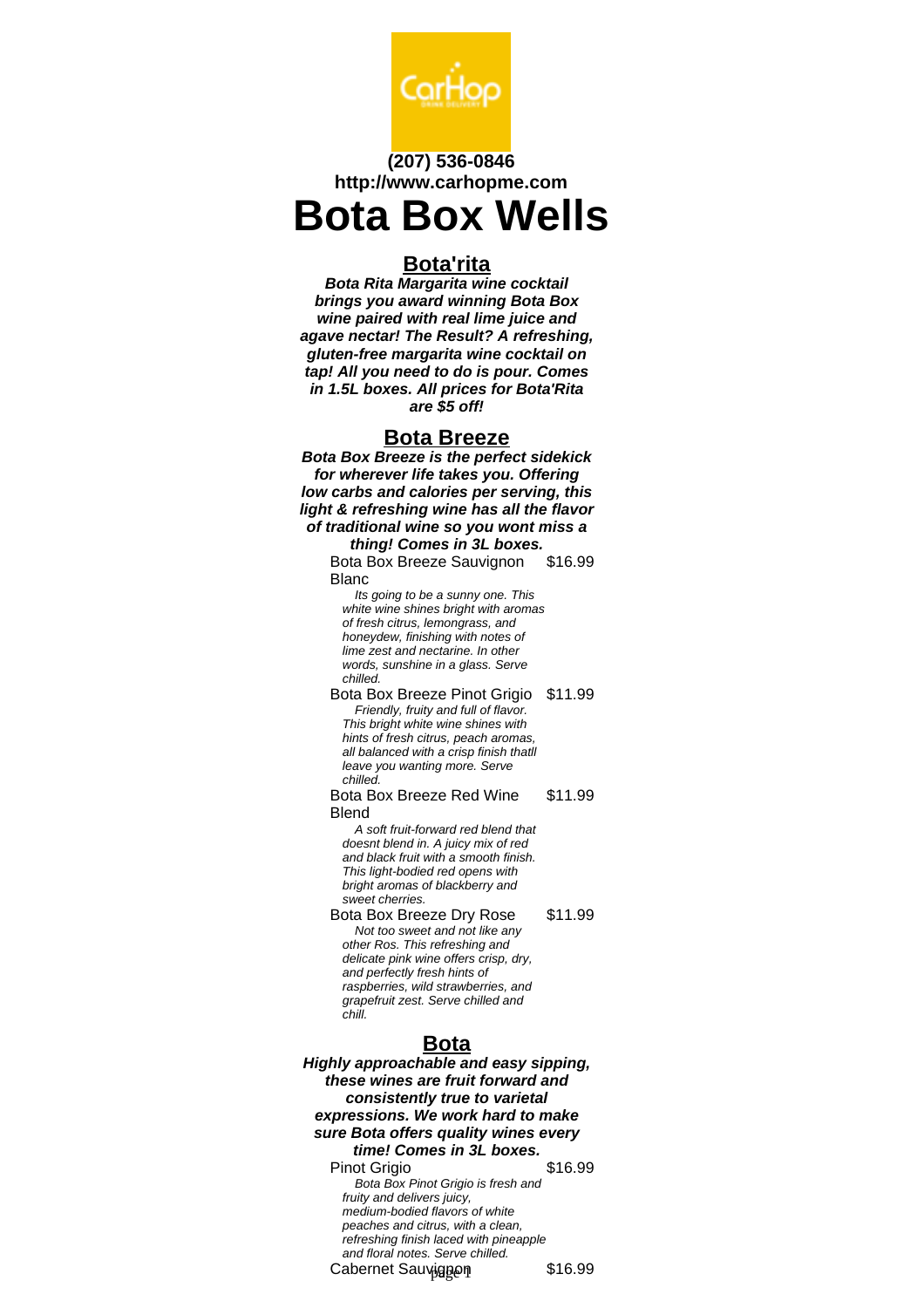**(207) 536-0846**
**http://www.carhopme.com**

# Bota Box Wells

## Bota'rita

***Bota Rita Margarita wine cocktail brings you award winning Bota Box wine paired with real lime juice and agave nectar! The Result? A refreshing, gluten-free margarita wine cocktail on tap! All you need to do is pour. Comes in 1.5L boxes. All prices for Bota'Rita are $5 off!***

## Bota Breeze

***Bota Box Breeze is the perfect sidekick for wherever life takes you. Offering low carbs and calories per serving, this light & refreshing wine has all the flavor of traditional wine so you wont miss a thing! Comes in 3L boxes.***

Bota Box Breeze Sauvignon Blanc — $16.99

*Its going to be a sunny one. This white wine shines bright with aromas of fresh citrus, lemongrass, and honeydew, finishing with notes of lime zest and nectarine. In other words, sunshine in a glass. Serve chilled.*

Bota Box Breeze Pinot Grigio — $11.99

*Friendly, fruity and full of flavor. This bright white wine shines with hints of fresh citrus, peach aromas, all balanced with a crisp finish thatll leave you wanting more. Serve chilled.*

Bota Box Breeze Red Wine Blend — $11.99

*A soft fruit-forward red blend that doesnt blend in. A juicy mix of red and black fruit with a smooth finish. This light-bodied red opens with bright aromas of blackberry and sweet cherries.*

Bota Box Breeze Dry Rose — $11.99

*Not too sweet and not like any other Ros. This refreshing and delicate pink wine offers crisp, dry, and perfectly fresh hints of raspberries, wild strawberries, and grapefruit zest. Serve chilled and chill.*

## Bota

***Highly approachable and easy sipping, these wines are fruit forward and consistently true to varietal expressions. We work hard to make sure Bota offers quality wines every time! Comes in 3L boxes.***

Pinot Grigio — $16.99

*Bota Box Pinot Grigio is fresh and fruity and delivers juicy, medium-bodied flavors of white peaches and citrus, with a clean, refreshing finish laced with pineapple and floral notes. Serve chilled.*

Cabernet Sauvignon — $16.99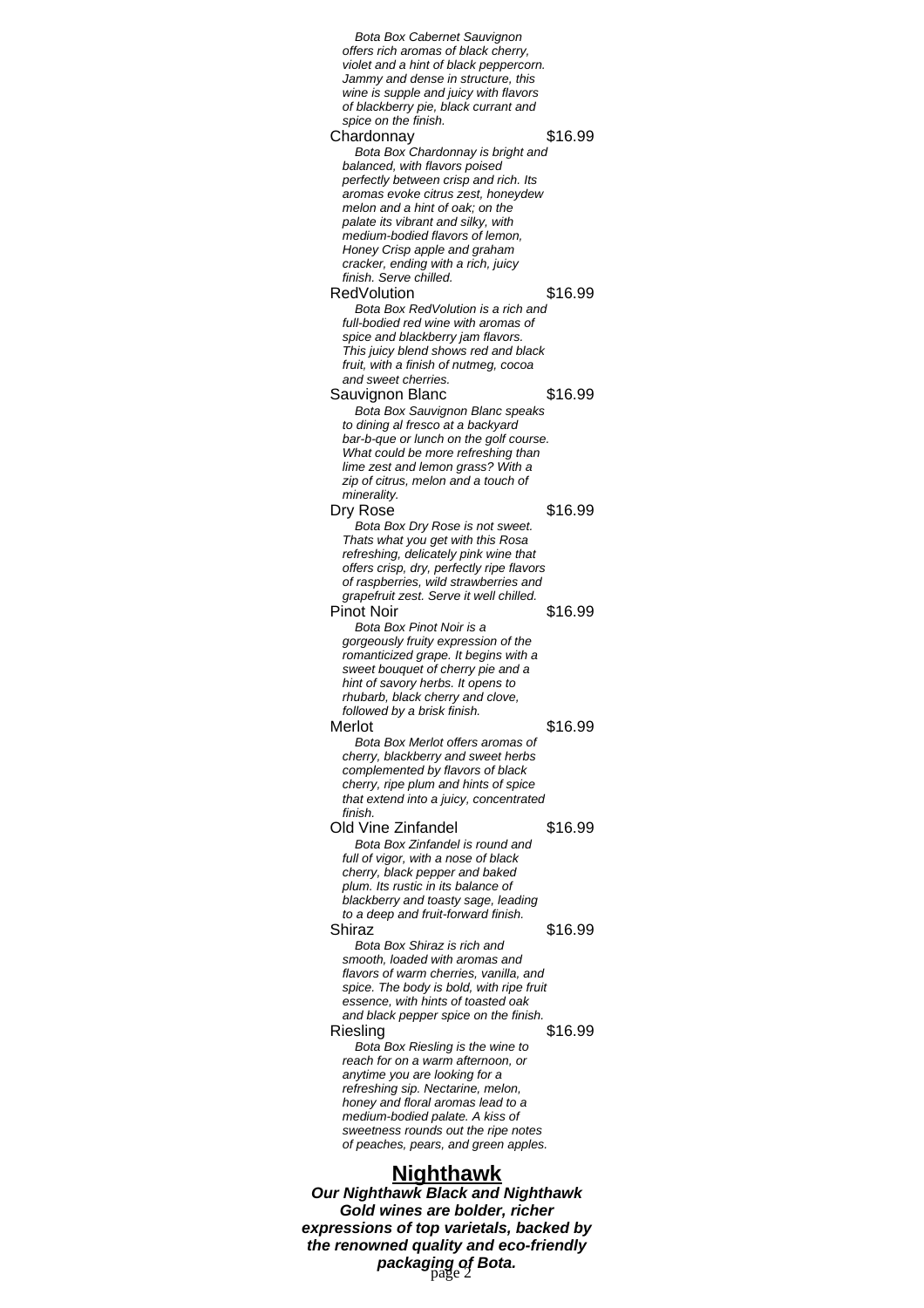*Bota Box Cabernet Sauvignon offers rich aromas of black cherry, violet and a hint of black peppercorn. Jammy and dense in structure, this wine is supple and juicy with flavors of blackberry pie, black currant and spice on the finish.*

Chardonnay $16.99

*Bota Box Chardonnay is bright and balanced, with flavors poised perfectly between crisp and rich. Its aromas evoke citrus zest, honeydew melon and a hint of oak; on the palate its vibrant and silky, with medium-bodied flavors of lemon, Honey Crisp apple and graham cracker, ending with a rich, juicy finish. Serve chilled.*

RedVolution $16.99

*Bota Box RedVolution is a rich and full-bodied red wine with aromas of spice and blackberry jam flavors. This juicy blend shows red and black fruit, with a finish of nutmeg, cocoa and sweet cherries.*

Sauvignon Blanc $16.99

*Bota Box Sauvignon Blanc speaks to dining al fresco at a backyard bar-b-que or lunch on the golf course. What could be more refreshing than lime zest and lemon grass? With a zip of citrus, melon and a touch of minerality.*

Dry Rose $16.99

*Bota Box Dry Rose is not sweet. Thats what you get with this Rosa refreshing, delicately pink wine that offers crisp, dry, perfectly ripe flavors of raspberries, wild strawberries and grapefruit zest. Serve it well chilled.*

Pinot Noir $16.99

*Bota Box Pinot Noir is a gorgeously fruity expression of the romanticized grape. It begins with a sweet bouquet of cherry pie and a hint of savory herbs. It opens to rhubarb, black cherry and clove, followed by a brisk finish.*

Merlot $16.99

*Bota Box Merlot offers aromas of cherry, blackberry and sweet herbs complemented by flavors of black cherry, ripe plum and hints of spice that extend into a juicy, concentrated finish.*

Old Vine Zinfandel $16.99

*Bota Box Zinfandel is round and full of vigor, with a nose of black cherry, black pepper and baked plum. Its rustic in its balance of blackberry and toasty sage, leading to a deep and fruit-forward finish.*

Shiraz $16.99

*Bota Box Shiraz is rich and smooth, loaded with aromas and flavors of warm cherries, vanilla, and spice. The body is bold, with ripe fruit essence, with hints of toasted oak and black pepper spice on the finish.*

Riesling $16.99

*Bota Box Riesling is the wine to reach for on a warm afternoon, or anytime you are looking for a refreshing sip. Nectarine, melon, honey and floral aromas lead to a medium-bodied palate. A kiss of sweetness rounds out the ripe notes of peaches, pears, and green apples.*

## Nighthawk

***Our Nighthawk Black and Nighthawk Gold wines are bolder, richer expressions of top varietals, backed by the renowned quality and eco-friendly packaging of Bota.***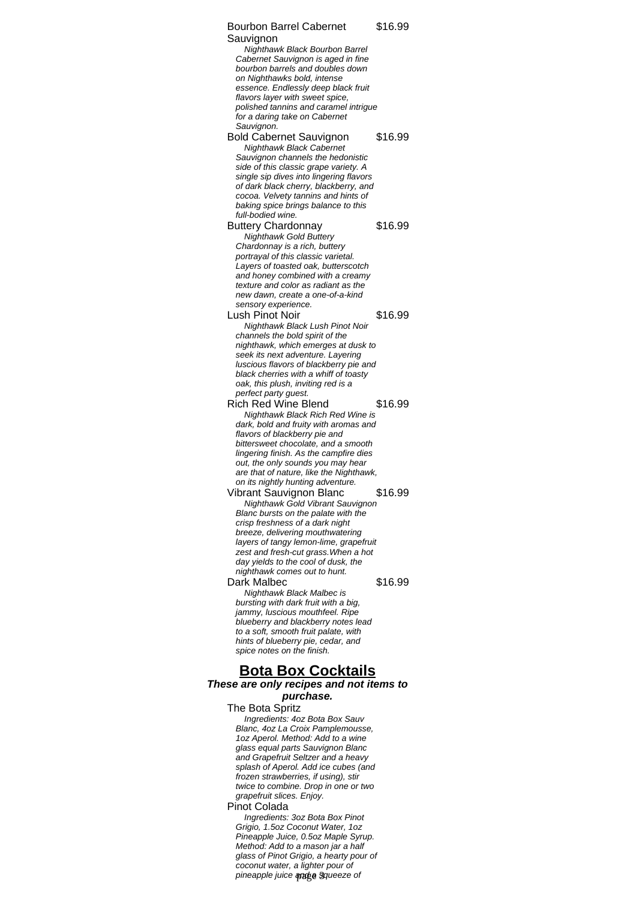Bourbon Barrel Cabernet Sauvignon $16.99

*Nighthawk Black Bourbon Barrel Cabernet Sauvignon is aged in fine bourbon barrels and doubles down on Nighthawks bold, intense essence. Endlessly deep black fruit flavors layer with sweet spice, polished tannins and caramel intrigue for a daring take on Cabernet Sauvignon.*

Bold Cabernet Sauvignon $16.99

*Nighthawk Black Cabernet Sauvignon channels the hedonistic side of this classic grape variety. A single sip dives into lingering flavors of dark black cherry, blackberry, and cocoa. Velvety tannins and hints of baking spice brings balance to this full-bodied wine.*

Buttery Chardonnay $16.99

*Nighthawk Gold Buttery Chardonnay is a rich, buttery portrayal of this classic varietal. Layers of toasted oak, butterscotch and honey combined with a creamy texture and color as radiant as the new dawn, create a one-of-a-kind sensory experience.*

Lush Pinot Noir $16.99

*Nighthawk Black Lush Pinot Noir channels the bold spirit of the nighthawk, which emerges at dusk to seek its next adventure. Layering luscious flavors of blackberry pie and black cherries with a whiff of toasty oak, this plush, inviting red is a perfect party guest.*

Rich Red Wine Blend $16.99

*Nighthawk Black Rich Red Wine is dark, bold and fruity with aromas and flavors of blackberry pie and bittersweet chocolate, and a smooth lingering finish. As the campfire dies out, the only sounds you may hear are that of nature, like the Nighthawk, on its nightly hunting adventure.*

Vibrant Sauvignon Blanc $16.99

*Nighthawk Gold Vibrant Sauvignon Blanc bursts on the palate with the crisp freshness of a dark night breeze, delivering mouthwatering layers of tangy lemon-lime, grapefruit zest and fresh-cut grass.When a hot day yields to the cool of dusk, the nighthawk comes out to hunt.*

Dark Malbec $16.99

*Nighthawk Black Malbec is bursting with dark fruit with a big, jammy, luscious mouthfeel. Ripe blueberry and blackberry notes lead to a soft, smooth fruit palate, with hints of blueberry pie, cedar, and spice notes on the finish.*

## Bota Box Cocktails

***These are only recipes and not items to purchase.***

The Bota Spritz

*Ingredients: 4oz Bota Box Sauv Blanc, 4oz La Croix Pamplemousse, 1oz Aperol. Method: Add to a wine glass equal parts Sauvignon Blanc and Grapefruit Seltzer and a heavy splash of Aperol. Add ice cubes (and frozen strawberries, if using), stir twice to combine. Drop in one or two grapefruit slices. Enjoy.*

Pinot Colada

*Ingredients: 3oz Bota Box Pinot Grigio, 1.5oz Coconut Water, 1oz Pineapple Juice, 0.5oz Maple Syrup. Method: Add to a mason jar a half glass of Pinot Grigio, a hearty pour of coconut water, a lighter pour of pineapple juice and a squeeze of*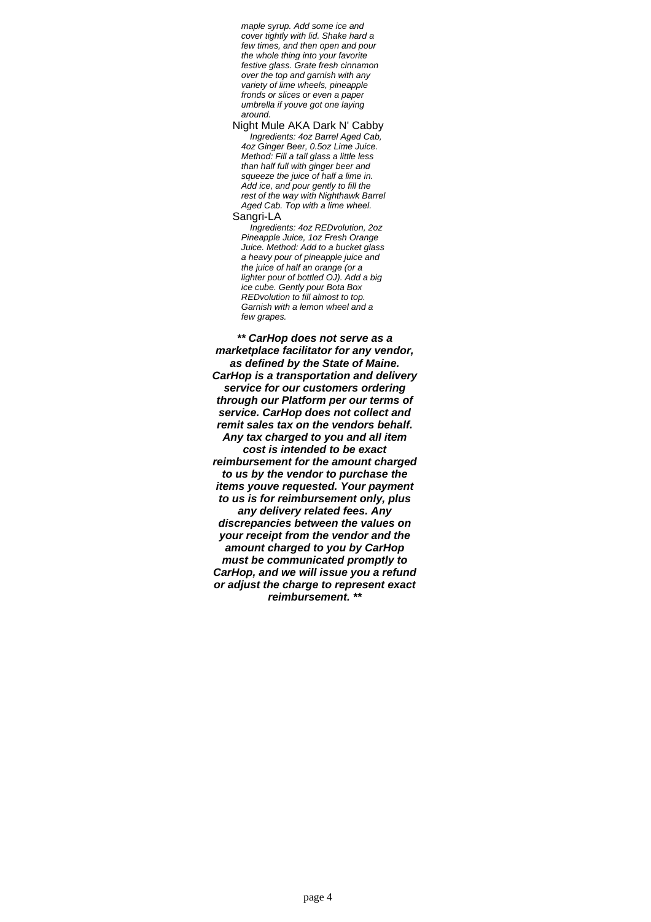*maple syrup. Add some ice and cover tightly with lid. Shake hard a few times, and then open and pour the whole thing into your favorite festive glass. Grate fresh cinnamon over the top and garnish with any variety of lime wheels, pineapple fronds or slices or even a paper umbrella if youve got one laying around.*

Night Mule AKA Dark N' Cabby

*Ingredients: 4oz Barrel Aged Cab, 4oz Ginger Beer, 0.5oz Lime Juice. Method: Fill a tall glass a little less than half full with ginger beer and squeeze the juice of half a lime in. Add ice, and pour gently to fill the rest of the way with Nighthawk Barrel Aged Cab. Top with a lime wheel.*

Sangri-LA

*Ingredients: 4oz REDvolution, 2oz Pineapple Juice, 1oz Fresh Orange Juice. Method: Add to a bucket glass a heavy pour of pineapple juice and the juice of half an orange (or a lighter pour of bottled OJ). Add a big ice cube. Gently pour Bota Box REDvolution to fill almost to top. Garnish with a lemon wheel and a few grapes.*

***\*\* CarHop does not serve as a marketplace facilitator for any vendor, as defined by the State of Maine. CarHop is a transportation and delivery service for our customers ordering through our Platform per our terms of service. CarHop does not collect and remit sales tax on the vendors behalf. Any tax charged to you and all item cost is intended to be exact reimbursement for the amount charged to us by the vendor to purchase the items youve requested. Your payment to us is for reimbursement only, plus any delivery related fees. Any discrepancies between the values on your receipt from the vendor and the amount charged to you by CarHop must be communicated promptly to CarHop, and we will issue you a refund or adjust the charge to represent exact reimbursement. \*\****